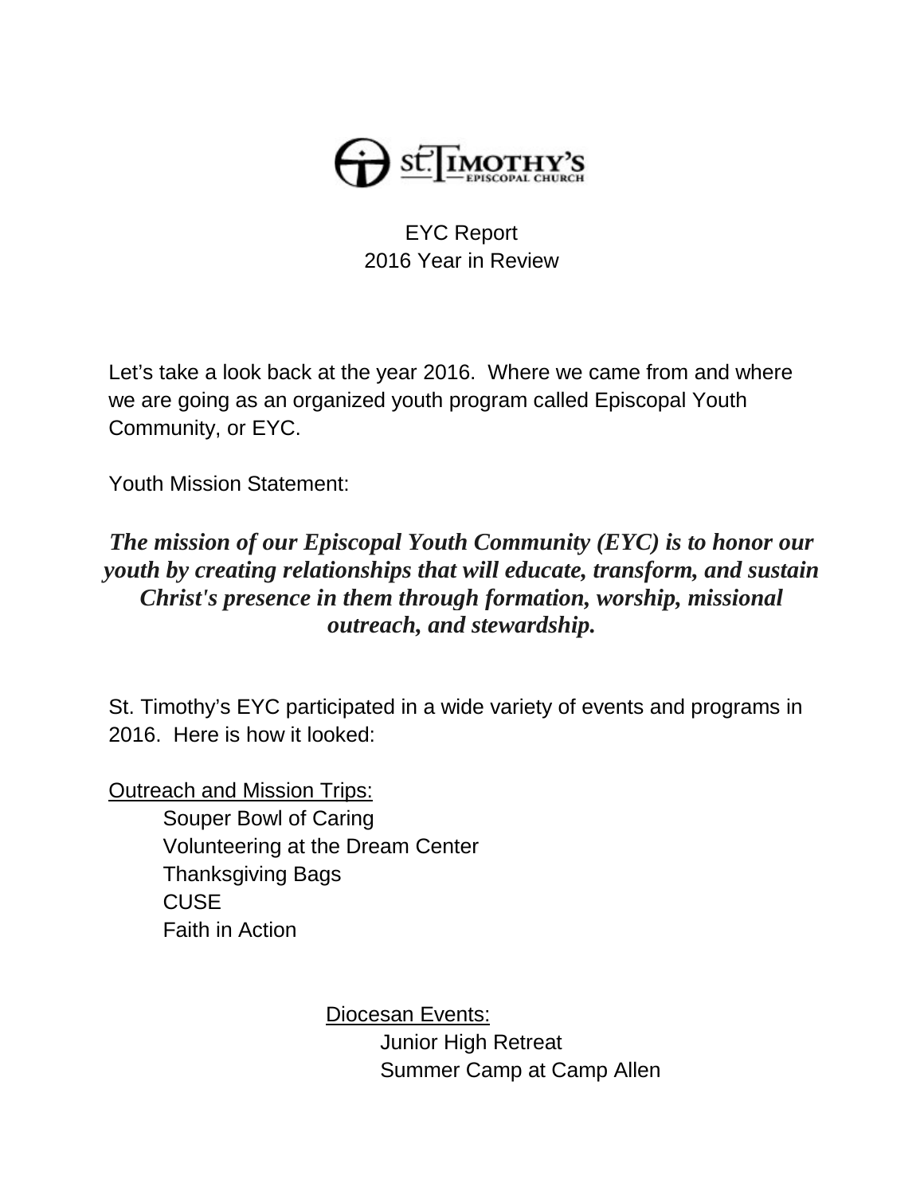St. Timothy's Episcopal Church

EYC Report
2016 Year in Review

Let's take a look back at the year 2016. Where we came from and where we are going as an organized youth program called Episcopal Youth Community, or EYC.

Youth Mission Statement:

***The mission of our Episcopal Youth Community (EYC) is to honor our youth by creating relationships that will educate, transform, and sustain Christ's presence in them through formation, worship, missional outreach, and stewardship.***

St. Timothy's EYC participated in a wide variety of events and programs in 2016. Here is how it looked:

<u>Outreach and Mission Trips:</u>

- Souper Bowl of Caring
- Volunteering at the Dream Center
- Thanksgiving Bags
- CUSE
- Faith in Action

<u>Diocesan Events:</u>

- Junior High Retreat
- Summer Camp at Camp Allen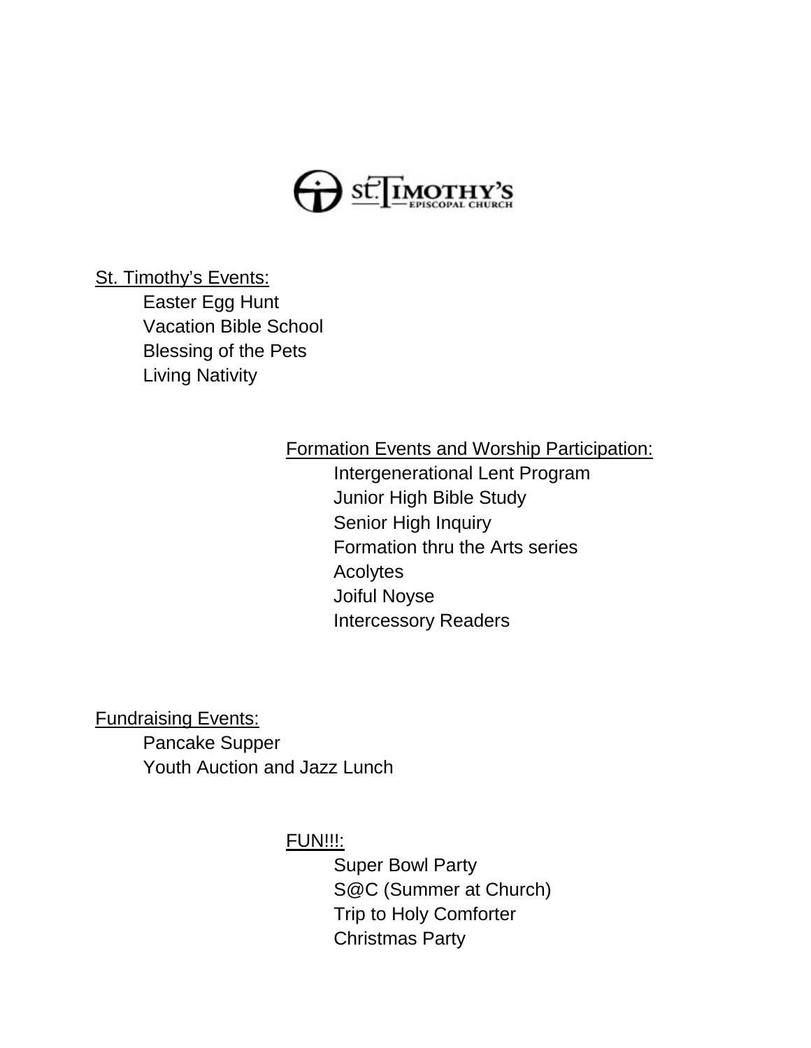St. Timothy's Episcopal Church

St. Timothy's Events:

- Easter Egg Hunt
- Vacation Bible School
- Blessing of the Pets
- Living Nativity

Formation Events and Worship Participation:

- Intergenerational Lent Program
- Junior High Bible Study
- Senior High Inquiry
- Formation thru the Arts series
- Acolytes
- Joiful Noyse
- Intercessory Readers

Fundraising Events:

- Pancake Supper
- Youth Auction and Jazz Lunch

FUN!!!:

- Super Bowl Party
- S@C (Summer at Church)
- Trip to Holy Comforter
- Christmas Party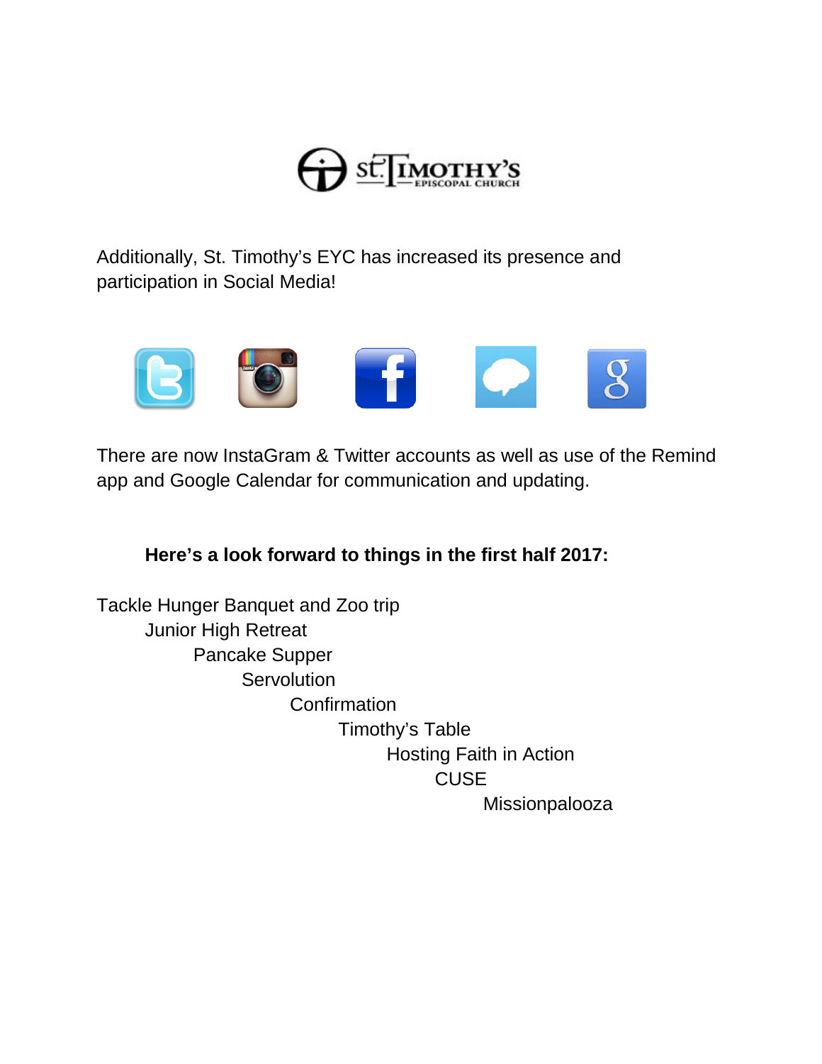St. Timothy's Episcopal Church

Additionally, St. Timothy's EYC has increased its presence and participation in Social Media!

There are now InstaGram & Twitter accounts as well as use of the Remind app and Google Calendar for communication and updating.

**Here's a look forward to things in the first half 2017:**

Tackle Hunger Banquet and Zoo trip

Junior High Retreat

Pancake Supper

Servolution

Confirmation

Timothy's Table

Hosting Faith in Action

CUSE

Missionpalooza